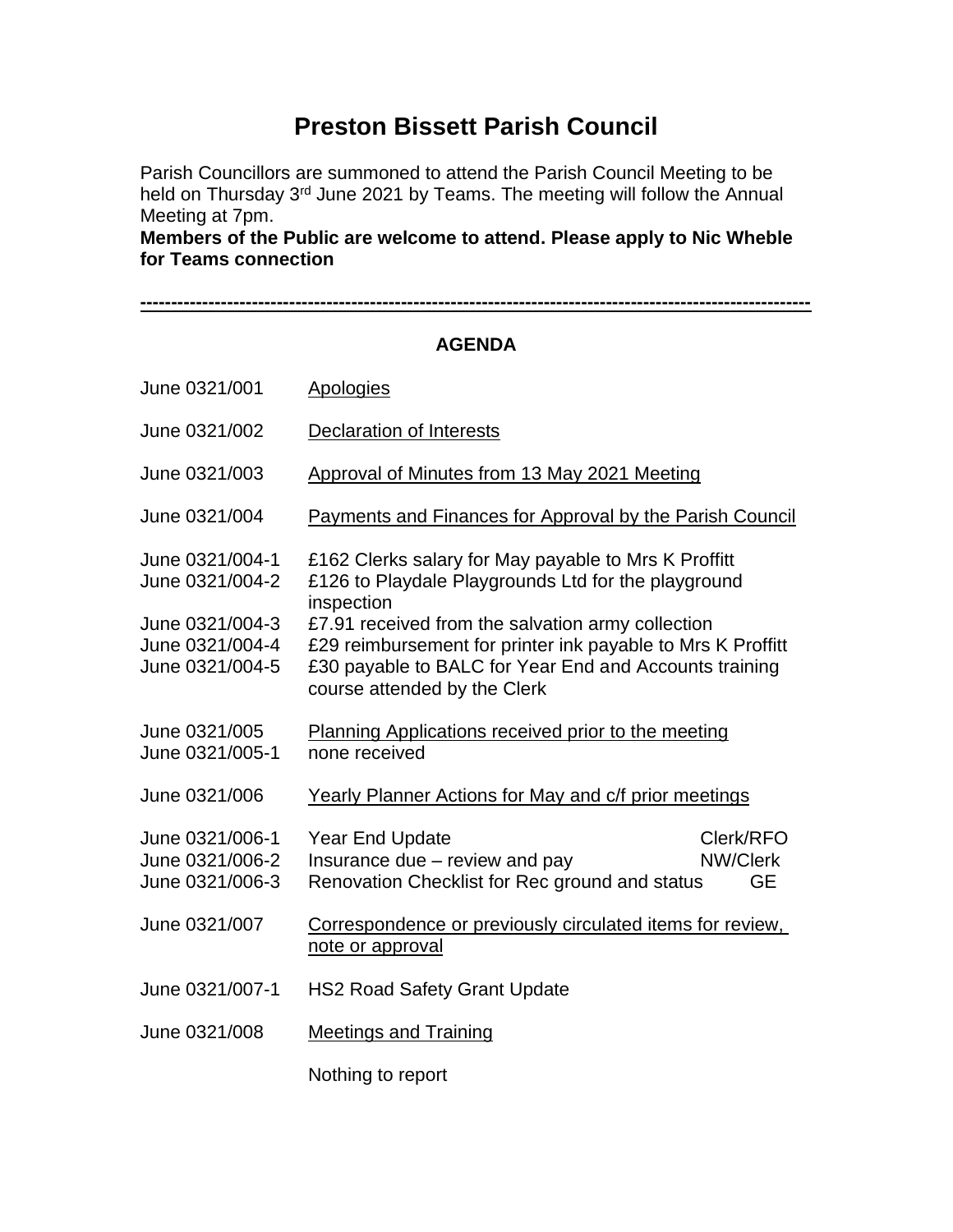# Preston Bissett Parish Council

Parish Councillors are summoned to attend the Parish Council Meeting to be held on Thursday 3rd June 2021 by Teams. The meeting will follow the Annual Meeting at 7pm.

**Members of the Public are welcome to attend. Please apply to Nic Wheble for Teams connection**

---

**AGENDA**

June 0321/001 Apologies

June 0321/002 Declaration of Interests

June 0321/003 Approval of Minutes from 13 May 2021 Meeting

June 0321/004 Payments and Finances for Approval by the Parish Council

June 0321/004-1 £162 Clerks salary for May payable to Mrs K Proffitt
June 0321/004-2 £126 to Playdale Playgrounds Ltd for the playground inspection
June 0321/004-3 £7.91 received from the salvation army collection
June 0321/004-4 £29 reimbursement for printer ink payable to Mrs K Proffitt
June 0321/004-5 £30 payable to BALC for Year End and Accounts training course attended by the Clerk

June 0321/005 Planning Applications received prior to the meeting
June 0321/005-1 none received

June 0321/006 Yearly Planner Actions for May and c/f prior meetings

June 0321/006-1 Year End Update Clerk/RFO
June 0321/006-2 Insurance due – review and pay NW/Clerk
June 0321/006-3 Renovation Checklist for Rec ground and status GE

June 0321/007 Correspondence or previously circulated items for review, note or approval

June 0321/007-1 HS2 Road Safety Grant Update

June 0321/008 Meetings and Training

Nothing to report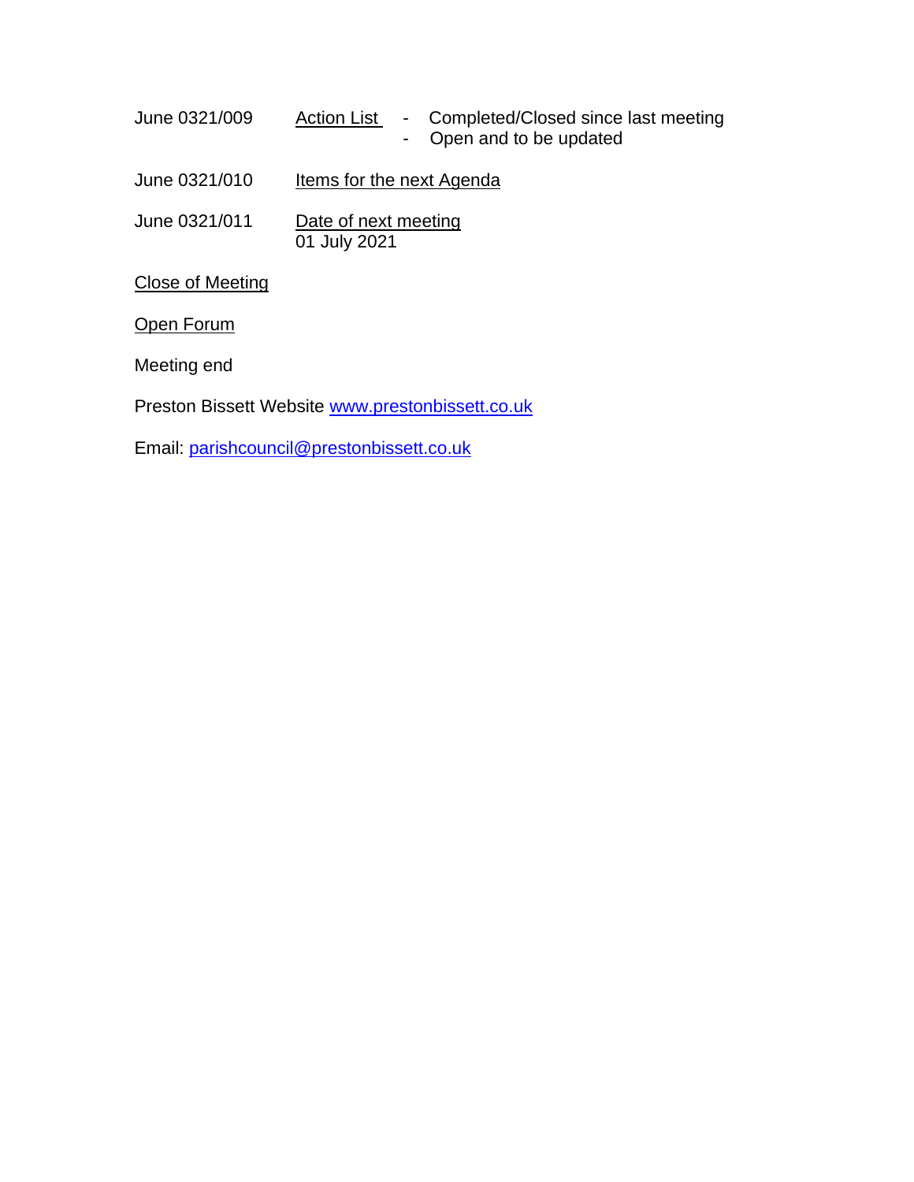June 0321/009 Action List
- Completed/Closed since last meeting
- Open and to be updated

June 0321/010 Items for the next Agenda

June 0321/011 Date of next meeting
01 July 2021

Close of Meeting

Open Forum

Meeting end

Preston Bissett Website [www.prestonbissett.co.uk](http://www.prestonbissett.co.uk)

Email: [parishcouncil@prestonbissett.co.uk](mailto:parishcouncil@prestonbissett.co.uk)